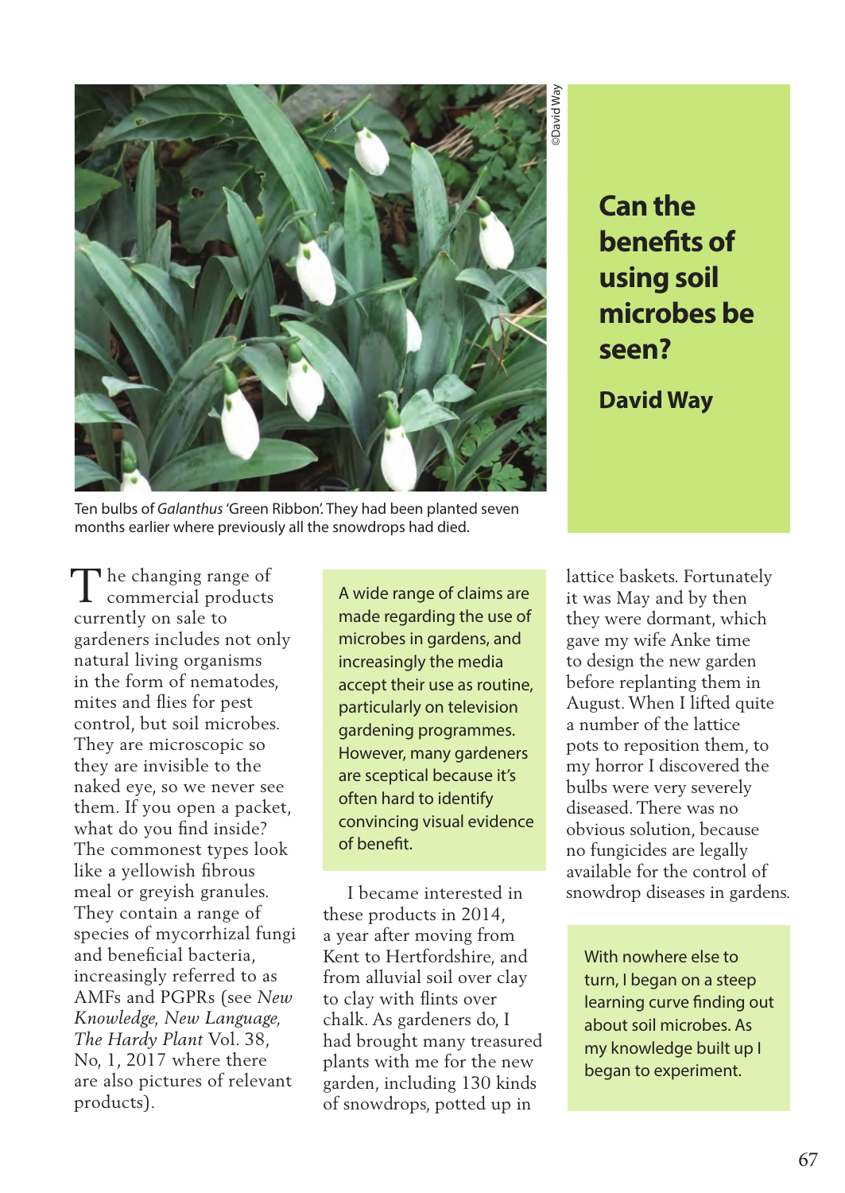# Can the benefits of using soil microbes be seen?

**David Way**

Ten bulbs of *Galanthus* 'Green Ribbon'. They had been planted seven months earlier where previously all the snowdrops had died.

The changing range of commercial products currently on sale to gardeners includes not only natural living organisms in the form of nematodes, mites and flies for pest control, but soil microbes. They are microscopic so they are invisible to the naked eye, so we never see them. If you open a packet, what do you find inside? The commonest types look like a yellowish fibrous meal or greyish granules. They contain a range of species of mycorrhizal fungi and beneficial bacteria, increasingly referred to as AMFs and PGPRs (see *New Knowledge, New Language, The Hardy Plant* Vol. 38, No, 1, 2017 where there are also pictures of relevant products).

A wide range of claims are made regarding the use of microbes in gardens, and increasingly the media accept their use as routine, particularly on television gardening programmes. However, many gardeners are sceptical because it's often hard to identify convincing visual evidence of benefit.

I became interested in these products in 2014, a year after moving from Kent to Hertfordshire, and from alluvial soil over clay to clay with flints over chalk. As gardeners do, I had brought many treasured plants with me for the new garden, including 130 kinds of snowdrops, potted up in lattice baskets. Fortunately it was May and by then they were dormant, which gave my wife Anke time to design the new garden before replanting them in August. When I lifted quite a number of the lattice pots to reposition them, to my horror I discovered the bulbs were very severely diseased. There was no obvious solution, because no fungicides are legally available for the control of snowdrop diseases in gardens.

With nowhere else to turn, I began on a steep learning curve finding out about soil microbes. As my knowledge built up I began to experiment.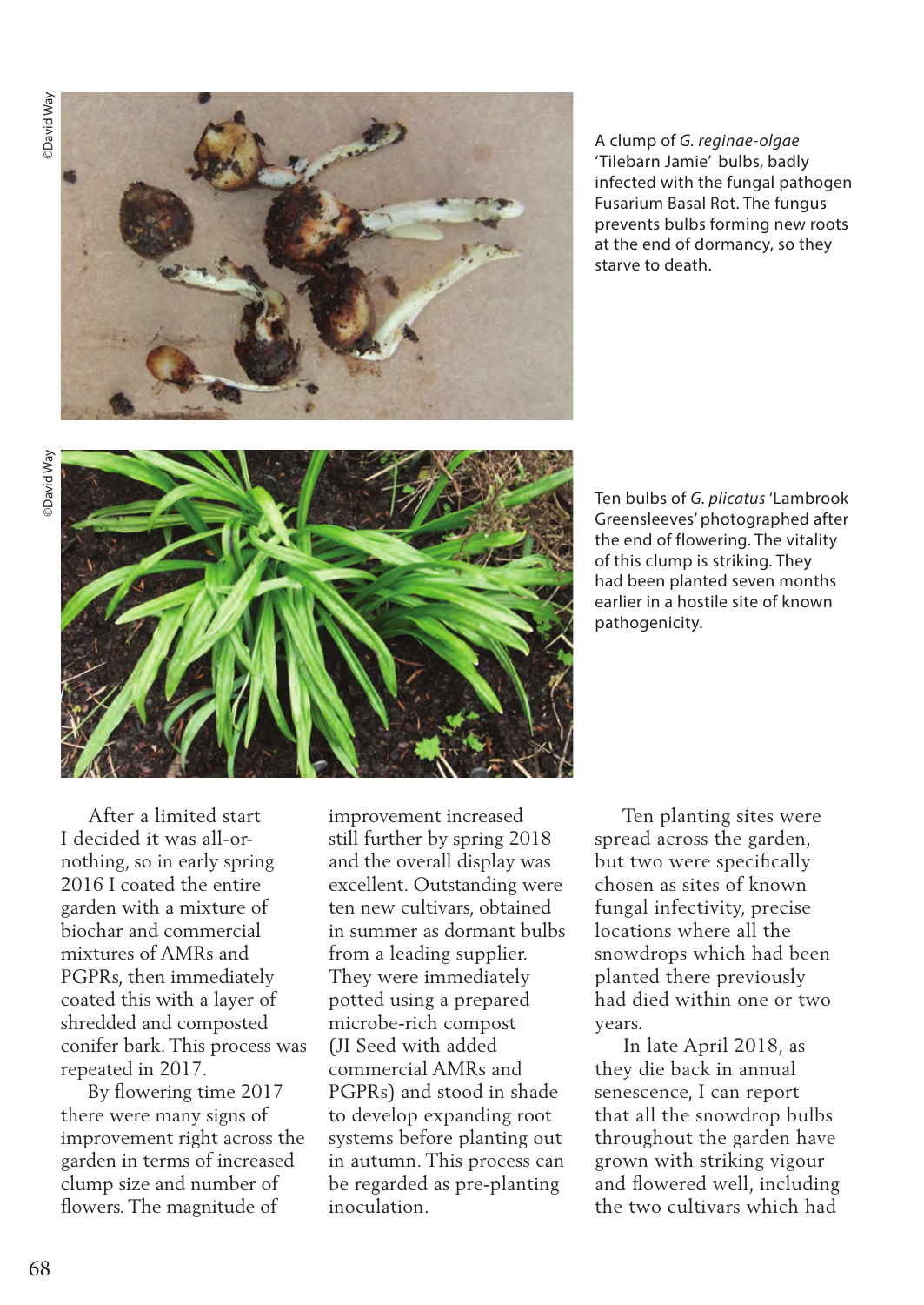A clump of *G. reginae-olgae* 'Tilebarn Jamie' bulbs, badly infected with the fungal pathogen Fusarium Basal Rot. The fungus prevents bulbs forming new roots at the end of dormancy, so they starve to death.

Ten bulbs of *G. plicatus* 'Lambrook Greensleeves' photographed after the end of flowering. The vitality of this clump is striking. They had been planted seven months earlier in a hostile site of known pathogenicity.

After a limited start I decided it was all-or-nothing, so in early spring 2016 I coated the entire garden with a mixture of biochar and commercial mixtures of AMRs and PGPRs, then immediately coated this with a layer of shredded and composted conifer bark. This process was repeated in 2017.

By flowering time 2017 there were many signs of improvement right across the garden in terms of increased clump size and number of flowers. The magnitude of improvement increased still further by spring 2018 and the overall display was excellent. Outstanding were ten new cultivars, obtained in summer as dormant bulbs from a leading supplier. They were immediately potted using a prepared microbe-rich compost (JI Seed with added commercial AMRs and PGPRs) and stood in shade to develop expanding root systems before planting out in autumn. This process can be regarded as pre-planting inoculation.

Ten planting sites were spread across the garden, but two were specifically chosen as sites of known fungal infectivity, precise locations where all the snowdrops which had been planted there previously had died within one or two years.

In late April 2018, as they die back in annual senescence, I can report that all the snowdrop bulbs throughout the garden have grown with striking vigour and flowered well, including the two cultivars which had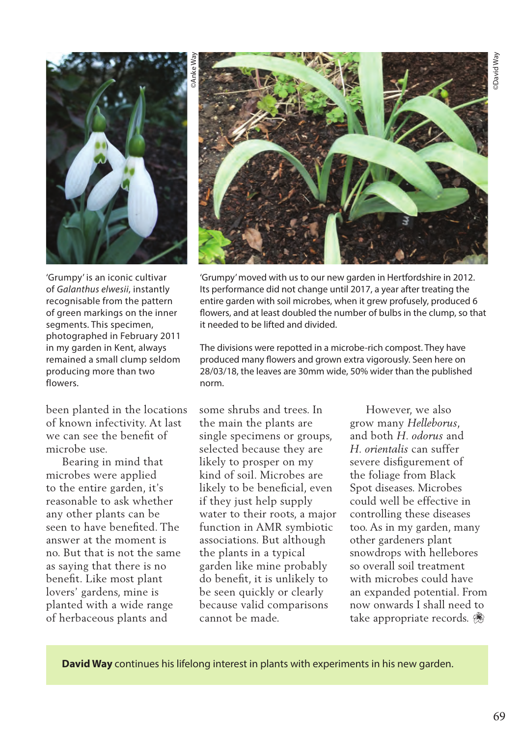©Anke Way

'Grumpy' is an iconic cultivar of *Galanthus elwesii*, instantly recognisable from the pattern of green markings on the inner segments. This specimen, photographed in February 2011 in my garden in Kent, always remained a small clump seldom producing more than two flowers.

©David Way

'Grumpy' moved with us to our new garden in Hertfordshire in 2012. Its performance did not change until 2017, a year after treating the entire garden with soil microbes, when it grew profusely, produced 6 flowers, and at least doubled the number of bulbs in the clump, so that it needed to be lifted and divided.

The divisions were repotted in a microbe-rich compost. They have produced many flowers and grown extra vigorously. Seen here on 28/03/18, the leaves are 30mm wide, 50% wider than the published norm.

been planted in the locations of known infectivity. At last we can see the benefit of microbe use.

Bearing in mind that microbes were applied to the entire garden, it's reasonable to ask whether any other plants can be seen to have benefited. The answer at the moment is no. But that is not the same as saying that there is no benefit. Like most plant lovers' gardens, mine is planted with a wide range of herbaceous plants and some shrubs and trees. In the main the plants are single specimens or groups, selected because they are likely to prosper on my kind of soil. Microbes are likely to be beneficial, even if they just help supply water to their roots, a major function in AMR symbiotic associations. But although the plants in a typical garden like mine probably do benefit, it is unlikely to be seen quickly or clearly because valid comparisons cannot be made.

However, we also grow many *Helleborus*, and both *H. odorus* and *H. orientalis* can suffer severe disfigurement of the foliage from Black Spot diseases. Microbes could well be effective in controlling these diseases too. As in my garden, many other gardeners plant snowdrops with hellebores so overall soil treatment with microbes could have an expanded potential. From now onwards I shall need to take appropriate records.

**David Way** continues his lifelong interest in plants with experiments in his new garden.